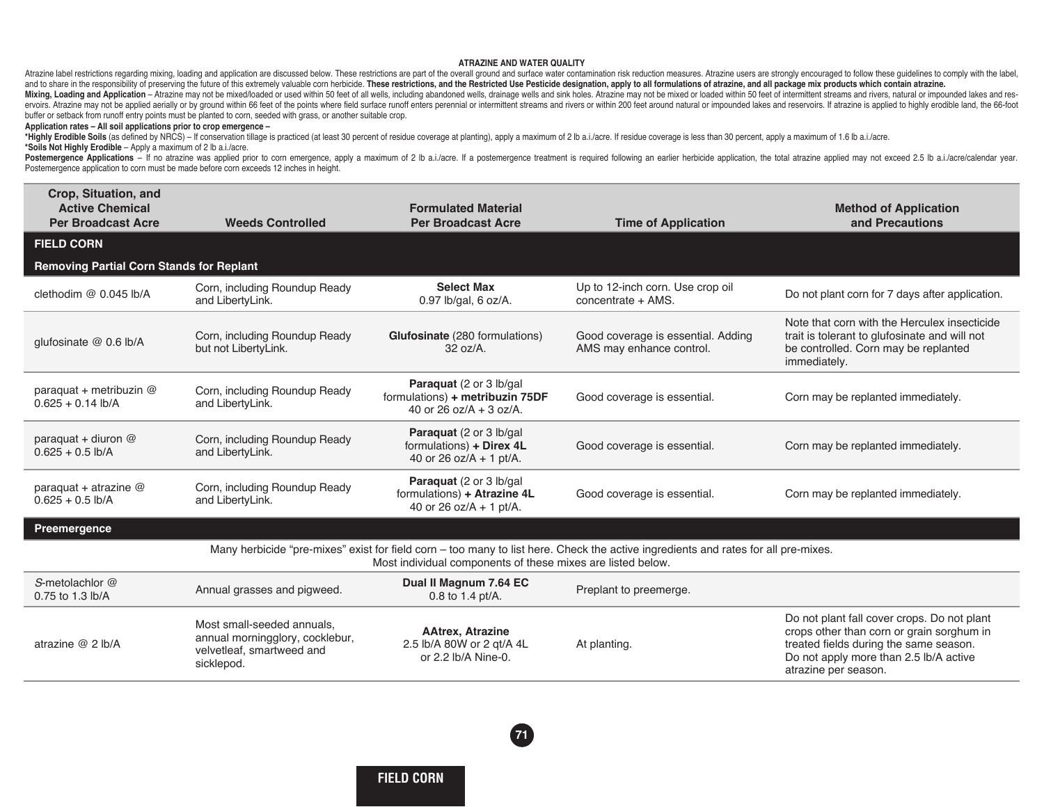## ATRAZINE AND WATER QUALITY

Atrazine label restrictions regarding mixing, loading and application are discussed below. These restrictions are part of the overall ground and surface water contamination risk reduction measures. Atrazine users are strongly encouraged to follow these guidelines to comply with the label, and to share in the responsibility of preserving the future of this extremely valuable corn herbicide. **These restrictions, and the Restricted Use Pesticide designation, apply to all formulations of atrazine, and all package mix products which contain atrazine.**

**Mixing, Loading and Application** – Atrazine may not be mixed/loaded or used within 50 feet of all wells, including abandoned wells, drainage wells and sink holes. Atrazine may not be mixed or loaded within 50 feet of intermittent streams and rivers, natural or impounded lakes and reservoirs. Atrazine may not be applied aerially or by ground within 66 feet of the points where field surface runoff enters perennial or intermittent streams and rivers or within 200 feet around natural or impounded lakes and reservoirs. If atrazine is applied to highly erodible land, the 66-foot buffer or setback from runoff entry points must be planted to corn, seeded with grass, or another suitable crop.

**Application rates – All soil applications prior to crop emergence –**

**\*Highly Erodible Soils** (as defined by NRCS) – If conservation tillage is practiced (at least 30 percent of residue coverage at planting), apply a maximum of 2 lb a.i./acre. If residue coverage is less than 30 percent, apply a maximum of 1.6 lb a.i./acre.

**\*Soils Not Highly Erodible** – Apply a maximum of 2 lb a.i./acre.

**Postemergence Applications** – If no atrazine was applied prior to corn emergence, apply a maximum of 2 lb a.i./acre. If a postemergence treatment is required following an earlier herbicide application, the total atrazine applied may not exceed 2.5 lb a.i./acre/calendar year. Postemergence application to corn must be made before corn exceeds 12 inches in height.

| Crop, Situation, and Active Chemical Per Broadcast Acre | Weeds Controlled | Formulated Material Per Broadcast Acre | Time of Application | Method of Application and Precautions |
|---|---|---|---|---|
| **FIELD CORN** | | | | |
| **Removing Partial Corn Stands for Replant** | | | | |
| clethodim @ 0.045 lb/A | Corn, including Roundup Ready and LibertyLink. | **Select Max** 0.97 lb/gal, 6 oz/A. | Up to 12-inch corn. Use crop oil concentrate + AMS. | Do not plant corn for 7 days after application. |
| glufosinate @ 0.6 lb/A | Corn, including Roundup Ready but not LibertyLink. | **Glufosinate** (280 formulations) 32 oz/A. | Good coverage is essential. Adding AMS may enhance control. | Note that corn with the Herculex insecticide trait is tolerant to glufosinate and will not be controlled. Corn may be replanted immediately. |
| paraquat + metribuzin @ 0.625 + 0.14 lb/A | Corn, including Roundup Ready and LibertyLink. | **Paraquat** (2 or 3 lb/gal formulations) **+ metribuzin 75DF** 40 or 26 oz/A + 3 oz/A. | Good coverage is essential. | Corn may be replanted immediately. |
| paraquat + diuron @ 0.625 + 0.5 lb/A | Corn, including Roundup Ready and LibertyLink. | **Paraquat** (2 or 3 lb/gal formulations) **+ Direx 4L** 40 or 26 oz/A + 1 pt/A. | Good coverage is essential. | Corn may be replanted immediately. |
| paraquat + atrazine @ 0.625 + 0.5 lb/A | Corn, including Roundup Ready and LibertyLink. | **Paraquat** (2 or 3 lb/gal formulations) **+ Atrazine 4L** 40 or 26 oz/A + 1 pt/A. | Good coverage is essential. | Corn may be replanted immediately. |
| **Preemergence** | | | | |
| Many herbicide "pre-mixes" exist for field corn – too many to list here. Check the active ingredients and rates for all pre-mixes. Most individual components of these mixes are listed below. | | | | |
| *S*-metolachlor @ 0.75 to 1.3 lb/A | Annual grasses and pigweed. | **Dual II Magnum 7.64 EC** 0.8 to 1.4 pt/A. | Preplant to preemerge. | |
| atrazine @ 2 lb/A | Most small-seeded annuals, annual morningglory, cocklebur, velvetleaf, smartweed and sicklepod. | **AAtrex, Atrazine** 2.5 lb/A 80W or 2 qt/A 4L or 2.2 lb/A Nine-0. | At planting. | Do not plant fall cover crops. Do not plant crops other than corn or grain sorghum in treated fields during the same season. Do not apply more than 2.5 lb/A active atrazine per season. |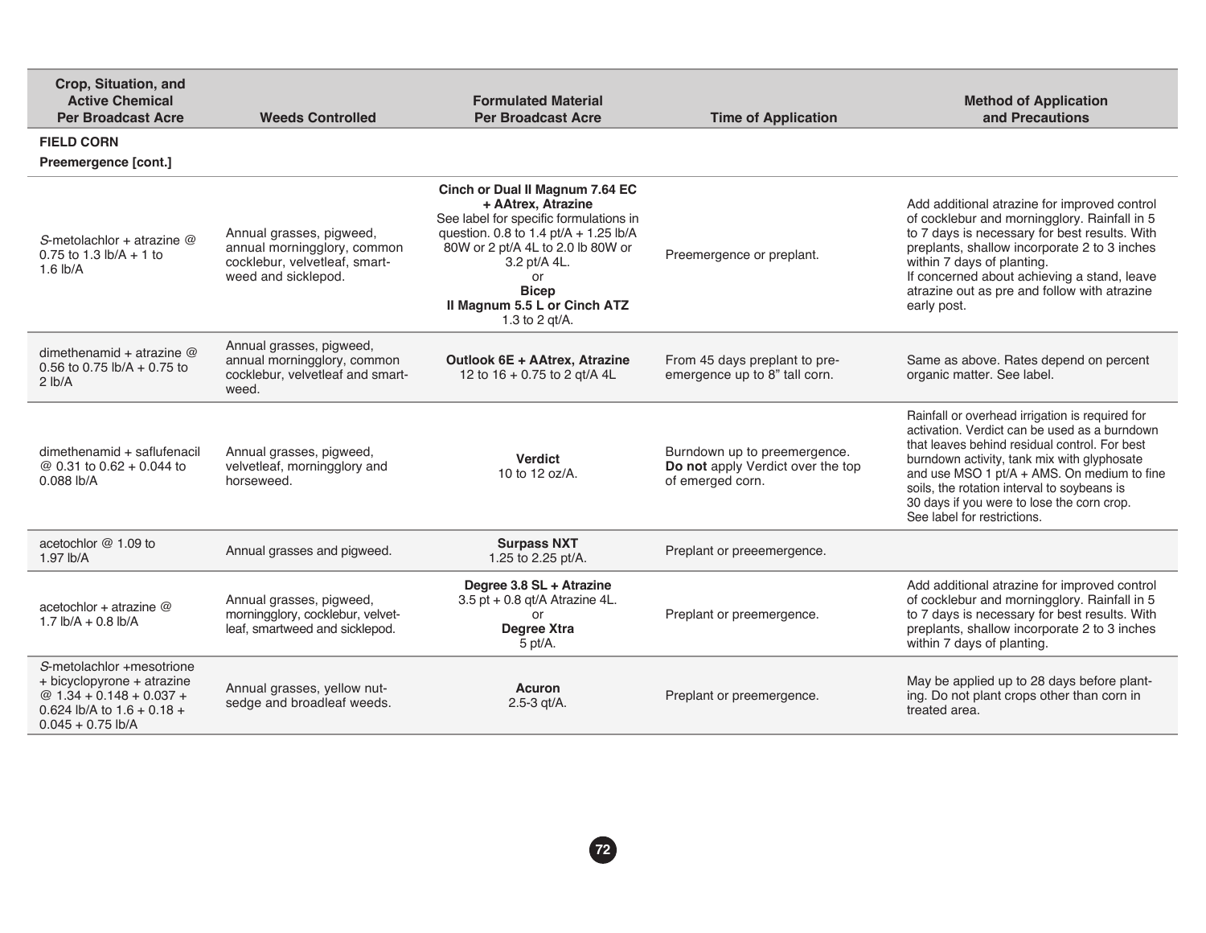| Crop, Situation, and Active Chemical Per Broadcast Acre | Weeds Controlled | Formulated Material Per Broadcast Acre | Time of Application | Method of Application and Precautions |
|---|---|---|---|---|
| **FIELD CORN** | | | | |
| **Preemergence [cont.]** | | | | |
| *S*-metolachlor + atrazine @ 0.75 to 1.3 lb/A + 1 to 1.6 lb/A | Annual grasses, pigweed, annual morningglory, common cocklebur, velvetleaf, smartweed and sicklepod. | **Cinch or Dual II Magnum 7.64 EC + AAtrex, Atrazine** See label for specific formulations in question. 0.8 to 1.4 pt/A + 1.25 lb/A 80W or 2 pt/A 4L to 2.0 lb 80W or 3.2 pt/A 4L. or **Bicep II Magnum 5.5 L or Cinch ATZ** 1.3 to 2 qt/A. | Preemergence or preplant. | Add additional atrazine for improved control of cocklebur and morningglory. Rainfall in 5 to 7 days is necessary for best results. With preplants, shallow incorporate 2 to 3 inches within 7 days of planting. If concerned about achieving a stand, leave atrazine out as pre and follow with atrazine early post. |
| dimethenamid + atrazine @ 0.56 to 0.75 lb/A + 0.75 to 2 lb/A | Annual grasses, pigweed, annual morningglory, common cocklebur, velvetleaf and smartweed. | **Outlook 6E + AAtrex, Atrazine** 12 to 16 + 0.75 to 2 qt/A 4L | From 45 days preplant to preemergence up to 8" tall corn. | Same as above. Rates depend on percent organic matter. See label. |
| dimethenamid + saflufenacil @ 0.31 to 0.62 + 0.044 to 0.088 lb/A | Annual grasses, pigweed, velvetleaf, morningglory and horseweed. | **Verdict** 10 to 12 oz/A. | Burndown up to preemergence. **Do not** apply Verdict over the top of emerged corn. | Rainfall or overhead irrigation is required for activation. Verdict can be used as a burndown that leaves behind residual control. For best burndown activity, tank mix with glyphosate and use MSO 1 pt/A + AMS. On medium to fine soils, the rotation interval to soybeans is 30 days if you were to lose the corn crop. See label for restrictions. |
| acetochlor @ 1.09 to 1.97 lb/A | Annual grasses and pigweed. | **Surpass NXT** 1.25 to 2.25 pt/A. | Preplant or preeemergence. | |
| acetochlor + atrazine @ 1.7 lb/A + 0.8 lb/A | Annual grasses, pigweed, morningglory, cocklebur, velvetleaf, smartweed and sicklepod. | **Degree 3.8 SL + Atrazine** 3.5 pt + 0.8 qt/A Atrazine 4L. or **Degree Xtra** 5 pt/A. | Preplant or preemergence. | Add additional atrazine for improved control of cocklebur and morningglory. Rainfall in 5 to 7 days is necessary for best results. With preplants, shallow incorporate 2 to 3 inches within 7 days of planting. |
| *S*-metolachlor +mesotrione + bicyclopyrone + atrazine @ 1.34 + 0.148 + 0.037 + 0.624 lb/A to 1.6 + 0.18 + 0.045 + 0.75 lb/A | Annual grasses, yellow nutsedge and broadleaf weeds. | **Acuron** 2.5-3 qt/A. | Preplant or preemergence. | May be applied up to 28 days before planting. Do not plant crops other than corn in treated area. |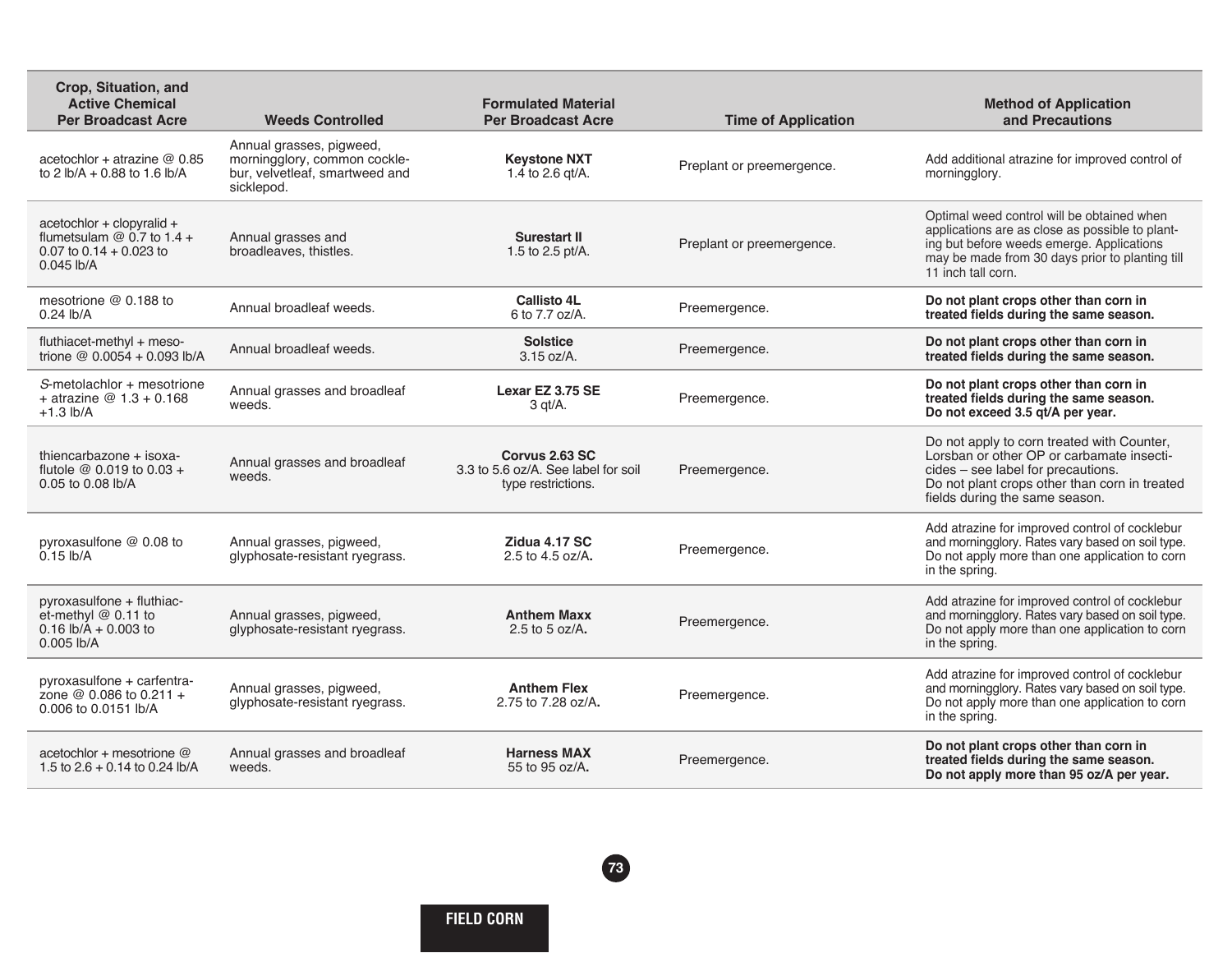| Crop, Situation, and Active Chemical Per Broadcast Acre | Weeds Controlled | Formulated Material Per Broadcast Acre | Time of Application | Method of Application and Precautions |
|---|---|---|---|---|
| acetochlor + atrazine @ 0.85 to 2 lb/A + 0.88 to 1.6 lb/A | Annual grasses, pigweed, morningglory, common cocklebur, velvetleaf, smartweed and sicklepod. | **Keystone NXT** 1.4 to 2.6 qt/A. | Preplant or preemergence. | Add additional atrazine for improved control of morningglory. |
| acetochlor + clopyralid + flumetsulam @ 0.7 to 1.4 + 0.07 to 0.14 + 0.023 to 0.045 lb/A | Annual grasses and broadleaves, thistles. | **Surestart II** 1.5 to 2.5 pt/A. | Preplant or preemergence. | Optimal weed control will be obtained when applications are as close as possible to planting but before weeds emerge. Applications may be made from 30 days prior to planting till 11 inch tall corn. |
| mesotrione @ 0.188 to 0.24 lb/A | Annual broadleaf weeds. | **Callisto 4L** 6 to 7.7 oz/A. | Preemergence. | **Do not plant crops other than corn in treated fields during the same season.** |
| fluthiacet-methyl + mesotrione @ 0.0054 + 0.093 lb/A | Annual broadleaf weeds. | **Solstice** 3.15 oz/A. | Preemergence. | **Do not plant crops other than corn in treated fields during the same season.** |
| *S*-metolachlor + mesotrione + atrazine @ 1.3 + 0.168 +1.3 lb/A | Annual grasses and broadleaf weeds. | **Lexar EZ 3.75 SE** 3 qt/A. | Preemergence. | **Do not plant crops other than corn in treated fields during the same season. Do not exceed 3.5 qt/A per year.** |
| thiencarbazone + isoxaflutole @ 0.019 to 0.03 + 0.05 to 0.08 lb/A | Annual grasses and broadleaf weeds. | **Corvus 2.63 SC** 3.3 to 5.6 oz/A. See label for soil type restrictions. | Preemergence. | Do not apply to corn treated with Counter, Lorsban or other OP or carbamate insecticides – see label for precautions. Do not plant crops other than corn in treated fields during the same season. |
| pyroxasulfone @ 0.08 to 0.15 lb/A | Annual grasses, pigweed, glyphosate-resistant ryegrass. | **Zidua 4.17 SC** 2.5 to 4.5 oz/A. | Preemergence. | Add atrazine for improved control of cocklebur and morningglory. Rates vary based on soil type. Do not apply more than one application to corn in the spring. |
| pyroxasulfone + fluthiacet-methyl @ 0.11 to 0.16 lb/A + 0.003 to 0.005 lb/A | Annual grasses, pigweed, glyphosate-resistant ryegrass. | **Anthem Maxx** 2.5 to 5 oz/A. | Preemergence. | Add atrazine for improved control of cocklebur and morningglory. Rates vary based on soil type. Do not apply more than one application to corn in the spring. |
| pyroxasulfone + carfentrazone @ 0.086 to 0.211 + 0.006 to 0.0151 lb/A | Annual grasses, pigweed, glyphosate-resistant ryegrass. | **Anthem Flex** 2.75 to 7.28 oz/A. | Preemergence. | Add atrazine for improved control of cocklebur and morningglory. Rates vary based on soil type. Do not apply more than one application to corn in the spring. |
| acetochlor + mesotrione @ 1.5 to 2.6 + 0.14 to 0.24 lb/A | Annual grasses and broadleaf weeds. | **Harness MAX** 55 to 95 oz/A. | Preemergence. | **Do not plant crops other than corn in treated fields during the same season. Do not apply more than 95 oz/A per year.** |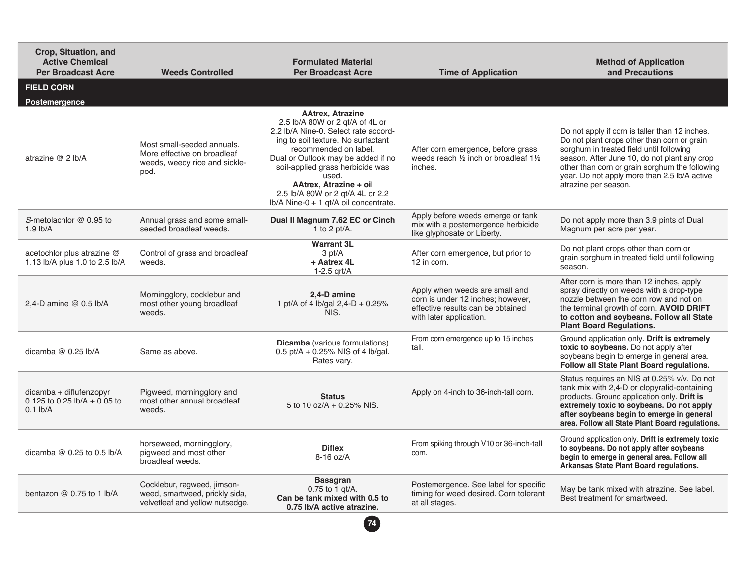| Crop, Situation, and Active Chemical Per Broadcast Acre | Weeds Controlled | Formulated Material Per Broadcast Acre | Time of Application | Method of Application and Precautions |
|---|---|---|---|---|
| **FIELD CORN** | | | | |
| **Postemergence** | | | | |
| atrazine @ 2 lb/A | Most small-seeded annuals. More effective on broadleaf weeds, weedy rice and sicklepod. | **AAtrex, Atrazine** 2.5 lb/A 80W or 2 qt/A of 4L or 2.2 lb/A Nine-0. Select rate according to soil texture. No surfactant recommended on label. Dual or Outlook may be added if no soil-applied grass herbicide was used. **AAtrex, Atrazine + oil** 2.5 lb/A 80W or 2 qt/A 4L or 2.2 lb/A Nine-0 + 1 qt/A oil concentrate. | After corn emergence, before grass weeds reach ½ inch or broadleaf 1½ inches. | Do not apply if corn is taller than 12 inches. Do not plant crops other than corn or grain sorghum in treated field until following season. After June 10, do not plant any crop other than corn or grain sorghum the following year. Do not apply more than 2.5 lb/A active atrazine per season. |
| *S*-metolachlor @ 0.95 to 1.9 lb/A | Annual grass and some small-seeded broadleaf weeds. | **Dual II Magnum 7.62 EC or Cinch** 1 to 2 pt/A. | Apply before weeds emerge or tank mix with a postemergence herbicide like glyphosate or Liberty. | Do not apply more than 3.9 pints of Dual Magnum per acre per year. |
| acetochlor plus atrazine @ 1.13 lb/A plus 1.0 to 2.5 lb/A | Control of grass and broadleaf weeds. | **Warrant 3L** 3 pt/A **+ Aatrex 4L** 1-2.5 qrt/A | After corn emergence, but prior to 12 in corn. | Do not plant crops other than corn or grain sorghum in treated field until following season. |
| 2,4-D amine @ 0.5 lb/A | Morningglory, cocklebur and most other young broadleaf weeds. | **2,4-D amine** 1 pt/A of 4 lb/gal 2,4-D + 0.25% NIS. | Apply when weeds are small and corn is under 12 inches; however, effective results can be obtained with later application. | After corn is more than 12 inches, apply spray directly on weeds with a drop-type nozzle between the corn row and not on the terminal growth of corn. **AVOID DRIFT to cotton and soybeans. Follow all State Plant Board Regulations.** |
| dicamba @ 0.25 lb/A | Same as above. | **Dicamba** (various formulations) 0.5 pt/A + 0.25% NIS of 4 lb/gal. Rates vary. | From corn emergence up to 15 inches tall. | Ground application only. **Drift is extremely toxic to soybeans.** Do not apply after soybeans begin to emerge in general area. **Follow all State Plant Board regulations.** |
| dicamba + diflufenzopyr 0.125 to 0.25 lb/A + 0.05 to 0.1 lb/A | Pigweed, morningglory and most other annual broadleaf weeds. | **Status** 5 to 10 oz/A + 0.25% NIS. | Apply on 4-inch to 36-inch-tall corn. | Status requires an NIS at 0.25% v/v. Do not tank mix with 2,4-D or clopyralid-containing products. Ground application only. **Drift is extremely toxic to soybeans. Do not apply after soybeans begin to emerge in general area. Follow all State Plant Board regulations.** |
| dicamba @ 0.25 to 0.5 lb/A | horseweed, morningglory, pigweed and most other broadleaf weeds. | **Diflex** 8-16 oz/A | From spiking through V10 or 36-inch-tall corn. | Ground application only. **Drift is extremely toxic to soybeans. Do not apply after soybeans begin to emerge in general area. Follow all Arkansas State Plant Board regulations.** |
| bentazon @ 0.75 to 1 lb/A | Cocklebur, ragweed, jimsonweed, smartweed, prickly sida, velvetleaf and yellow nutsedge. | **Basagran** 0.75 to 1 qt/A. **Can be tank mixed with 0.5 to 0.75 lb/A active atrazine.** | Postemergence. See label for specific timing for weed desired. Corn tolerant at all stages. | May be tank mixed with atrazine. See label. Best treatment for smartweed. |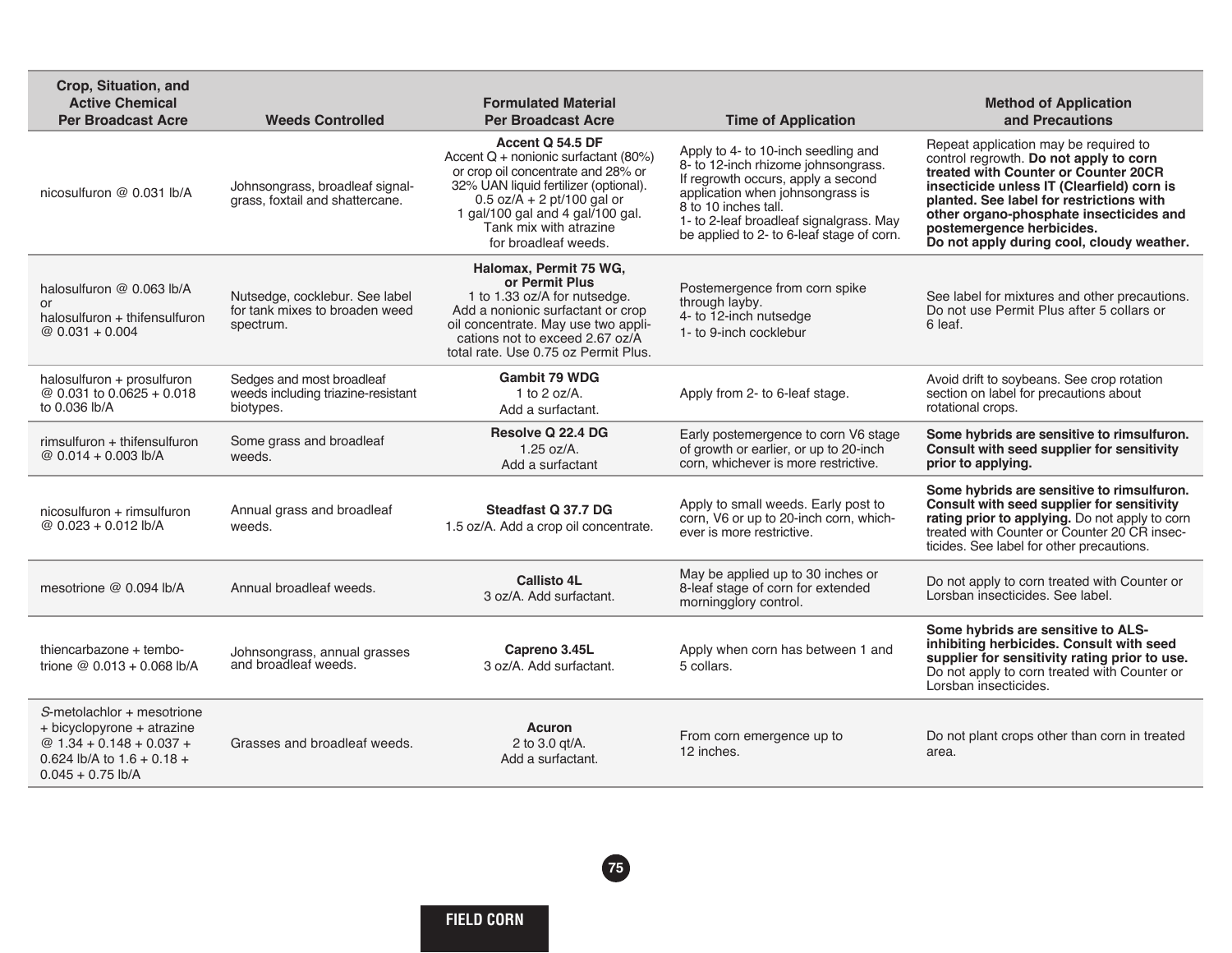| Crop, Situation, and Active Chemical Per Broadcast Acre | Weeds Controlled | Formulated Material Per Broadcast Acre | Time of Application | Method of Application and Precautions |
|---|---|---|---|---|
| nicosulfuron @ 0.031 lb/A | Johnsongrass, broadleaf signalgrass, foxtail and shattercane. | **Accent Q 54.5 DF** Accent Q + nonionic surfactant (80%) or crop oil concentrate and 28% or 32% UAN liquid fertilizer (optional). 0.5 oz/A + 2 pt/100 gal or 1 gal/100 gal and 4 gal/100 gal. Tank mix with atrazine for broadleaf weeds. | Apply to 4- to 10-inch seedling and 8- to 12-inch rhizome johnsongrass. If regrowth occurs, apply a second application when johnsongrass is 8 to 10 inches tall. 1- to 2-leaf broadleaf signalgrass. May be applied to 2- to 6-leaf stage of corn. | Repeat application may be required to control regrowth. **Do not apply to corn treated with Counter or Counter 20CR insecticide unless IT (Clearfield) corn is planted. See label for restrictions with other organo-phosphate insecticides and postemergence herbicides. Do not apply during cool, cloudy weather.** |
| halosulfuron @ 0.063 lb/A or halosulfuron + thifensulfuron @ 0.031 + 0.004 | Nutsedge, cocklebur. See label for tank mixes to broaden weed spectrum. | **Halomax, Permit 75 WG, or Permit Plus** 1 to 1.33 oz/A for nutsedge. Add a nonionic surfactant or crop oil concentrate. May use two applications not to exceed 2.67 oz/A total rate. Use 0.75 oz Permit Plus. | Postemergence from corn spike through layby. 4- to 12-inch nutsedge 1- to 9-inch cocklebur | See label for mixtures and other precautions. Do not use Permit Plus after 5 collars or 6 leaf. |
| halosulfuron + prosulfuron @ 0.031 to 0.0625 + 0.018 to 0.036 lb/A | Sedges and most broadleaf weeds including triazine-resistant biotypes. | **Gambit 79 WDG** 1 to 2 oz/A. Add a surfactant. | Apply from 2- to 6-leaf stage. | Avoid drift to soybeans. See crop rotation section on label for precautions about rotational crops. |
| rimsulfuron + thifensulfuron @ 0.014 + 0.003 lb/A | Some grass and broadleaf weeds. | **Resolve Q 22.4 DG** 1.25 oz/A. Add a surfactant | Early postemergence to corn V6 stage of growth or earlier, or up to 20-inch corn, whichever is more restrictive. | **Some hybrids are sensitive to rimsulfuron. Consult with seed supplier for sensitivity prior to applying.** |
| nicosulfuron + rimsulfuron @ 0.023 + 0.012 lb/A | Annual grass and broadleaf weeds. | **Steadfast Q 37.7 DG** 1.5 oz/A. Add a crop oil concentrate. | Apply to small weeds. Early post to corn, V6 or up to 20-inch corn, whichever is more restrictive. | **Some hybrids are sensitive to rimsulfuron. Consult with seed supplier for sensitivity rating prior to applying.** Do not apply to corn treated with Counter or Counter 20 CR insecticides. See label for other precautions. |
| mesotrione @ 0.094 lb/A | Annual broadleaf weeds. | **Callisto 4L** 3 oz/A. Add surfactant. | May be applied up to 30 inches or 8-leaf stage of corn for extended morningglory control. | Do not apply to corn treated with Counter or Lorsban insecticides. See label. |
| thiencarbazone + tembotrione @ 0.013 + 0.068 lb/A | Johnsongrass, annual grasses and broadleaf weeds. | **Capreno 3.45L** 3 oz/A. Add surfactant. | Apply when corn has between 1 and 5 collars. | **Some hybrids are sensitive to ALS-inhibiting herbicides. Consult with seed supplier for sensitivity rating prior to use.** Do not apply to corn treated with Counter or Lorsban insecticides. |
| *S*-metolachlor + mesotrione + bicyclopyrone + atrazine @ 1.34 + 0.148 + 0.037 + 0.624 lb/A to 1.6 + 0.18 + 0.045 + 0.75 lb/A | Grasses and broadleaf weeds. | **Acuron** 2 to 3.0 qt/A. Add a surfactant. | From corn emergence up to 12 inches. | Do not plant crops other than corn in treated area. |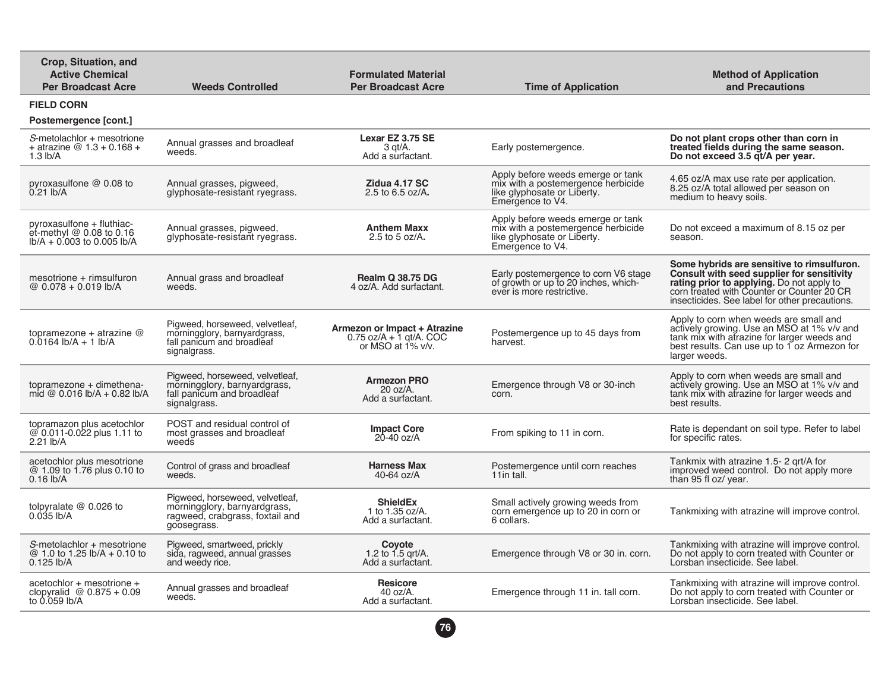| Crop, Situation, and Active Chemical Per Broadcast Acre | Weeds Controlled | Formulated Material Per Broadcast Acre | Time of Application | Method of Application and Precautions |
|---|---|---|---|---|
| **FIELD CORN** | | | | |
| **Postemergence [cont.]** | | | | |
| *S*-metolachlor + mesotrione + atrazine @ 1.3 + 0.168 + 1.3 lb/A | Annual grasses and broadleaf weeds. | **Lexar EZ 3.75 SE** 3 qt/A. Add a surfactant. | Early postemergence. | **Do not plant crops other than corn in treated fields during the same season. Do not exceed 3.5 qt/A per year.** |
| pyroxasulfone @ 0.08 to 0.21 lb/A | Annual grasses, pigweed, glyphosate-resistant ryegrass. | **Zidua 4.17 SC** 2.5 to 6.5 oz/A**.** | Apply before weeds emerge or tank mix with a postemergence herbicide like glyphosate or Liberty. Emergence to V4. | 4.65 oz/A max use rate per application. 8.25 oz/A total allowed per season on medium to heavy soils. |
| pyroxasulfone + fluthiac-et-methyl @ 0.08 to 0.16 lb/A + 0.003 to 0.005 lb/A | Annual grasses, pigweed, glyphosate-resistant ryegrass. | **Anthem Maxx** 2.5 to 5 oz/A**.** | Apply before weeds emerge or tank mix with a postemergence herbicide like glyphosate or Liberty. Emergence to V4. | Do not exceed a maximum of 8.15 oz per season. |
| mesotrione + rimsulfuron @ 0.078 + 0.019 lb/A | Annual grass and broadleaf weeds. | **Realm Q 38.75 DG** 4 oz/A. Add surfactant. | Early postemergence to corn V6 stage of growth or up to 20 inches, whichever is more restrictive. | **Some hybrids are sensitive to rimsulfuron. Consult with seed supplier for sensitivity rating prior to applying.** Do not apply to corn treated with Counter or Counter 20 CR insecticides. See label for other precautions. |
| topramezone + atrazine @ 0.0164 lb/A + 1 lb/A | Pigweed, horseweed, velvetleaf, morningglory, barnyardgrass, fall panicum and broadleaf signalgrass. | **Armezon or Impact + Atrazine** 0.75 oz/A + 1 qt/A. COC or MSO at 1% v/v. | Postemergence up to 45 days from harvest. | Apply to corn when weeds are small and actively growing. Use an MSO at 1% v/v and tank mix with atrazine for larger weeds and best results. Can use up to 1 oz Armezon for larger weeds. |
| topramezone + dimethenamid @ 0.016 lb/A + 0.82 lb/A | Pigweed, horseweed, velvetleaf, morningglory, barnyardgrass, fall panicum and broadleaf signalgrass. | **Armezon PRO** 20 oz/A. Add a surfactant. | Emergence through V8 or 30-inch corn. | Apply to corn when weeds are small and actively growing. Use an MSO at 1% v/v and tank mix with atrazine for larger weeds and best results. |
| topramazon plus acetochlor @ 0.011-0.022 plus 1.11 to 2.21 lb/A | POST and residual control of most grasses and broadleaf weeds | **Impact Core** 20-40 oz/A | From spiking to 11 in corn. | Rate is dependant on soil type. Refer to label for specific rates. |
| acetochlor plus mesotrione @ 1.09 to 1.76 plus 0.10 to 0.16 lb/A | Control of grass and broadleaf weeds. | **Harness Max** 40-64 oz/A | Postemergence until corn reaches 11in tall. | Tankmix with atrazine 1.5- 2 qrt/A for improved weed control. Do not apply more than 95 fl oz/ year. |
| tolpyralate @ 0.026 to 0.035 lb/A | Pigweed, horseweed, velvetleaf, morningglory, barnyardgrass, ragweed, crabgrass, foxtail and goosegrass. | **ShieldEx** 1 to 1.35 oz/A. Add a surfactant. | Small actively growing weeds from corn emergence up to 20 in corn or 6 collars. | Tankmixing with atrazine will improve control. |
| *S*-metolachlor + mesotrione @ 1.0 to 1.25 lb/A + 0.10 to 0.125 lb/A | Pigweed, smartweed, prickly sida, ragweed, annual grasses and weedy rice. | **Coyote** 1.2 to 1.5 qrt/A. Add a surfactant. | Emergence through V8 or 30 in. corn. | Tankmixing with atrazine will improve control. Do not apply to corn treated with Counter or Lorsban insecticide. See label. |
| acetochlor + mesotrione + clopyralid @ 0.875 + 0.09 to 0.059 lb/A | Annual grasses and broadleaf weeds. | **Resicore** 40 oz/A. Add a surfactant. | Emergence through 11 in. tall corn. | Tankmixing with atrazine will improve control. Do not apply to corn treated with Counter or Lorsban insecticide. See label. |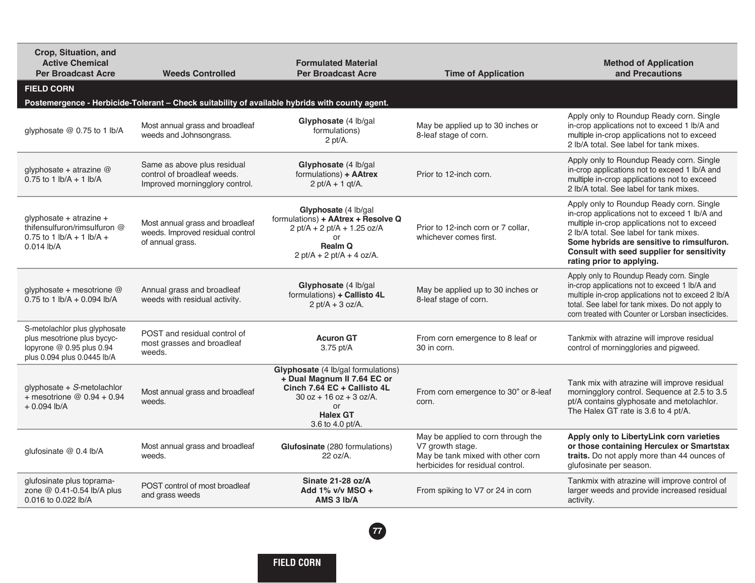| Crop, Situation, and Active Chemical Per Broadcast Acre | Weeds Controlled | Formulated Material Per Broadcast Acre | Time of Application | Method of Application and Precautions |
|---|---|---|---|---|
| **FIELD CORN** | | | | |
| **Postemergence - Herbicide-Tolerant – Check suitability of available hybrids with county agent.** | | | | |
| glyphosate @ 0.75 to 1 lb/A | Most annual grass and broadleaf weeds and Johnsongrass. | **Glyphosate** (4 lb/gal formulations) 2 pt/A. | May be applied up to 30 inches or 8-leaf stage of corn. | Apply only to Roundup Ready corn. Single in-crop applications not to exceed 1 lb/A and multiple in-crop applications not to exceed 2 lb/A total. See label for tank mixes. |
| glyphosate + atrazine @ 0.75 to 1 lb/A + 1 lb/A | Same as above plus residual control of broadleaf weeds. Improved morningglory control. | **Glyphosate** (4 lb/gal formulations) **+ AAtrex** 2 pt/A + 1 qt/A. | Prior to 12-inch corn. | Apply only to Roundup Ready corn. Single in-crop applications not to exceed 1 lb/A and multiple in-crop applications not to exceed 2 lb/A total. See label for tank mixes. |
| glyphosate + atrazine + thifensulfuron/rimsulfuron @ 0.75 to 1 lb/A + 1 lb/A + 0.014 lb/A | Most annual grass and broadleaf weeds. Improved residual control of annual grass. | **Glyphosate** (4 lb/gal formulations) **+ AAtrex + Resolve Q** 2 pt/A + 2 pt/A + 1.25 oz/A or **Realm Q** 2 pt/A + 2 pt/A + 4 oz/A. | Prior to 12-inch corn or 7 collar, whichever comes first. | Apply only to Roundup Ready corn. Single in-crop applications not to exceed 1 lb/A and multiple in-crop applications not to exceed 2 lb/A total. See label for tank mixes. **Some hybrids are sensitive to rimsulfuron. Consult with seed supplier for sensitivity rating prior to applying.** |
| glyphosate + mesotrione @ 0.75 to 1 lb/A + 0.094 lb/A | Annual grass and broadleaf weeds with residual activity. | **Glyphosate** (4 lb/gal formulations) **+ Callisto 4L** 2 pt/A + 3 oz/A. | May be applied up to 30 inches or 8-leaf stage of corn. | Apply only to Roundup Ready corn. Single in-crop applications not to exceed 1 lb/A and multiple in-crop applications not to exceed 2 lb/A total. See label for tank mixes. Do not apply to corn treated with Counter or Lorsban insecticides. |
| S-metolachlor plus glyphosate plus mesotrione plus bycyclopyrone @ 0.95 plus 0.94 plus 0.094 plus 0.0445 lb/A | POST and residual control of most grasses and broadleaf weeds. | **Acuron GT** 3.75 pt/A | From corn emergence to 8 leaf or 30 in corn. | Tankmix with atrazine will improve residual control of morningglories and pigweed. |
| glyphosate + *S*-metolachlor + mesotrione @ 0.94 + 0.94 + 0.094 lb/A | Most annual grass and broadleaf weeds. | **Glyphosate** (4 lb/gal formulations) **+ Dual Magnum II 7.64 EC or Cinch 7.64 EC + Callisto 4L** 30 oz + 16 oz + 3 oz/A. or **Halex GT** 3.6 to 4.0 pt/A. | From corn emergence to 30" or 8-leaf corn. | Tank mix with atrazine will improve residual morningglory control. Sequence at 2.5 to 3.5 pt/A contains glyphosate and metolachlor. The Halex GT rate is 3.6 to 4 pt/A. |
| glufosinate @ 0.4 lb/A | Most annual grass and broadleaf weeds. | **Glufosinate** (280 formulations) 22 oz/A. | May be applied to corn through the V7 growth stage. May be tank mixed with other corn herbicides for residual control. | **Apply only to LibertyLink corn varieties or those containing Herculex or Smartstax traits.** Do not apply more than 44 ounces of glufosinate per season. |
| glufosinate plus topramazone @ 0.41-0.54 lb/A plus 0.016 to 0.022 lb/A | POST control of most broadleaf and grass weeds | **Sinate 21-28 oz/A Add 1% v/v MSO + AMS 3 lb/A** | From spiking to V7 or 24 in corn | Tankmix with atrazine will improve control of larger weeds and provide increased residual activity. |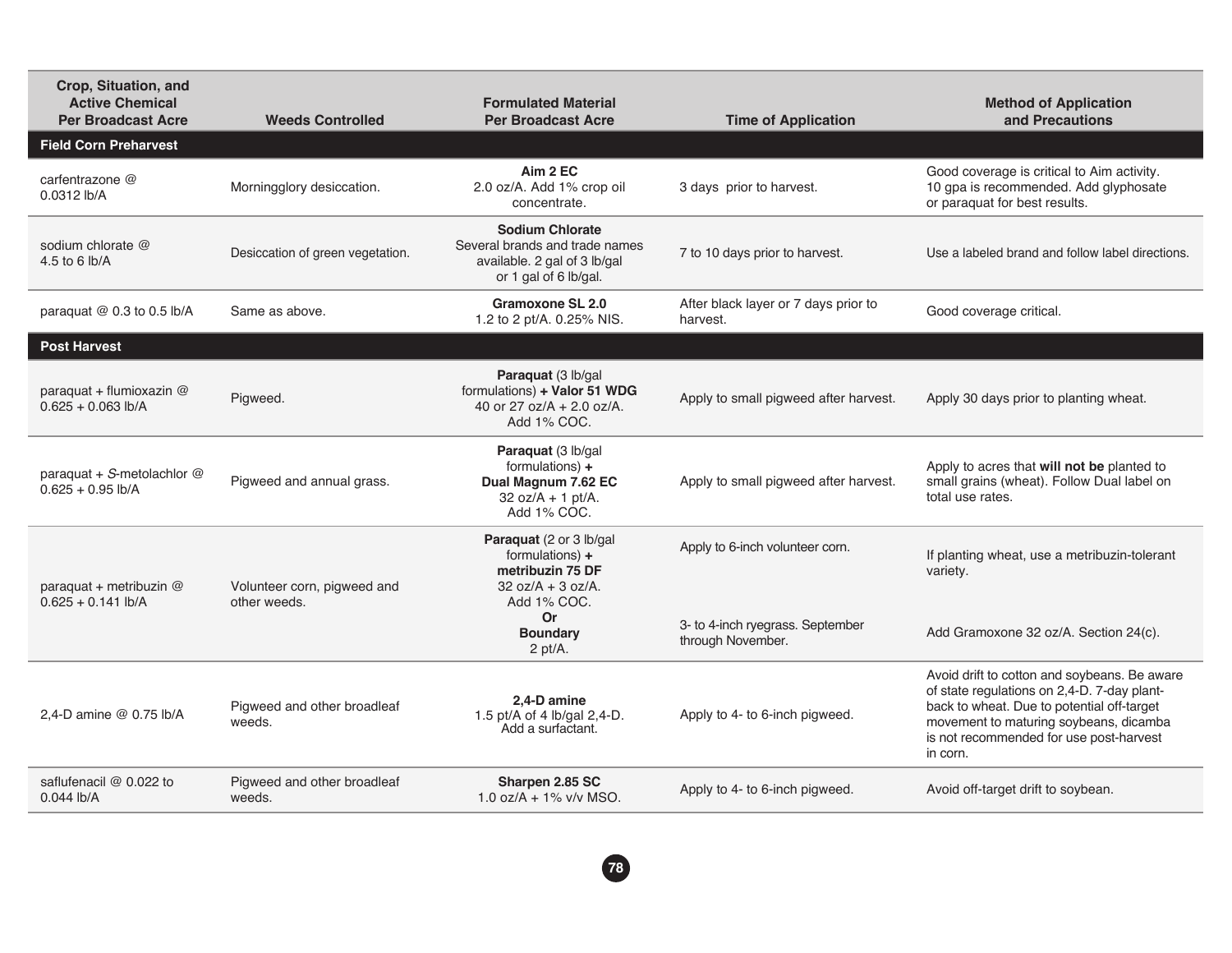| Crop, Situation, and Active Chemical Per Broadcast Acre | Weeds Controlled | Formulated Material Per Broadcast Acre | Time of Application | Method of Application and Precautions |
|---|---|---|---|---|
| **Field Corn Preharvest** | | | | |
| carfentrazone @ 0.0312 lb/A | Morningglory desiccation. | **Aim 2 EC** 2.0 oz/A. Add 1% crop oil concentrate. | 3 days prior to harvest. | Good coverage is critical to Aim activity. 10 gpa is recommended. Add glyphosate or paraquat for best results. |
| sodium chlorate @ 4.5 to 6 lb/A | Desiccation of green vegetation. | **Sodium Chlorate** Several brands and trade names available. 2 gal of 3 lb/gal or 1 gal of 6 lb/gal. | 7 to 10 days prior to harvest. | Use a labeled brand and follow label directions. |
| paraquat @ 0.3 to 0.5 lb/A | Same as above. | **Gramoxone SL 2.0** 1.2 to 2 pt/A. 0.25% NIS. | After black layer or 7 days prior to harvest. | Good coverage critical. |
| **Post Harvest** | | | | |
| paraquat + flumioxazin @ 0.625 + 0.063 lb/A | Pigweed. | **Paraquat** (3 lb/gal formulations) **+ Valor 51 WDG** 40 or 27 oz/A + 2.0 oz/A. Add 1% COC. | Apply to small pigweed after harvest. | Apply 30 days prior to planting wheat. |
| paraquat + *S*-metolachlor @ 0.625 + 0.95 lb/A | Pigweed and annual grass. | **Paraquat** (3 lb/gal formulations) **+ Dual Magnum 7.62 EC** 32 oz/A + 1 pt/A. Add 1% COC. | Apply to small pigweed after harvest. | Apply to acres that **will not be** planted to small grains (wheat). Follow Dual label on total use rates. |
| paraquat + metribuzin @ 0.625 + 0.141 lb/A | Volunteer corn, pigweed and other weeds. | **Paraquat** (2 or 3 lb/gal formulations) **+ metribuzin 75 DF** 32 oz/A + 3 oz/A. Add 1% COC. | Apply to 6-inch volunteer corn. | If planting wheat, use a metribuzin-tolerant variety. |
| | | **Or Boundary** 2 pt/A. | 3- to 4-inch ryegrass. September through November. | Add Gramoxone 32 oz/A. Section 24(c). |
| 2,4-D amine @ 0.75 lb/A | Pigweed and other broadleaf weeds. | **2,4-D amine** 1.5 pt/A of 4 lb/gal 2,4-D. Add a surfactant. | Apply to 4- to 6-inch pigweed. | Avoid drift to cotton and soybeans. Be aware of state regulations on 2,4-D. 7-day plant-back to wheat. Due to potential off-target movement to maturing soybeans, dicamba is not recommended for use post-harvest in corn. |
| saflufenacil @ 0.022 to 0.044 lb/A | Pigweed and other broadleaf weeds. | **Sharpen 2.85 SC** 1.0 oz/A + 1% v/v MSO. | Apply to 4- to 6-inch pigweed. | Avoid off-target drift to soybean. |